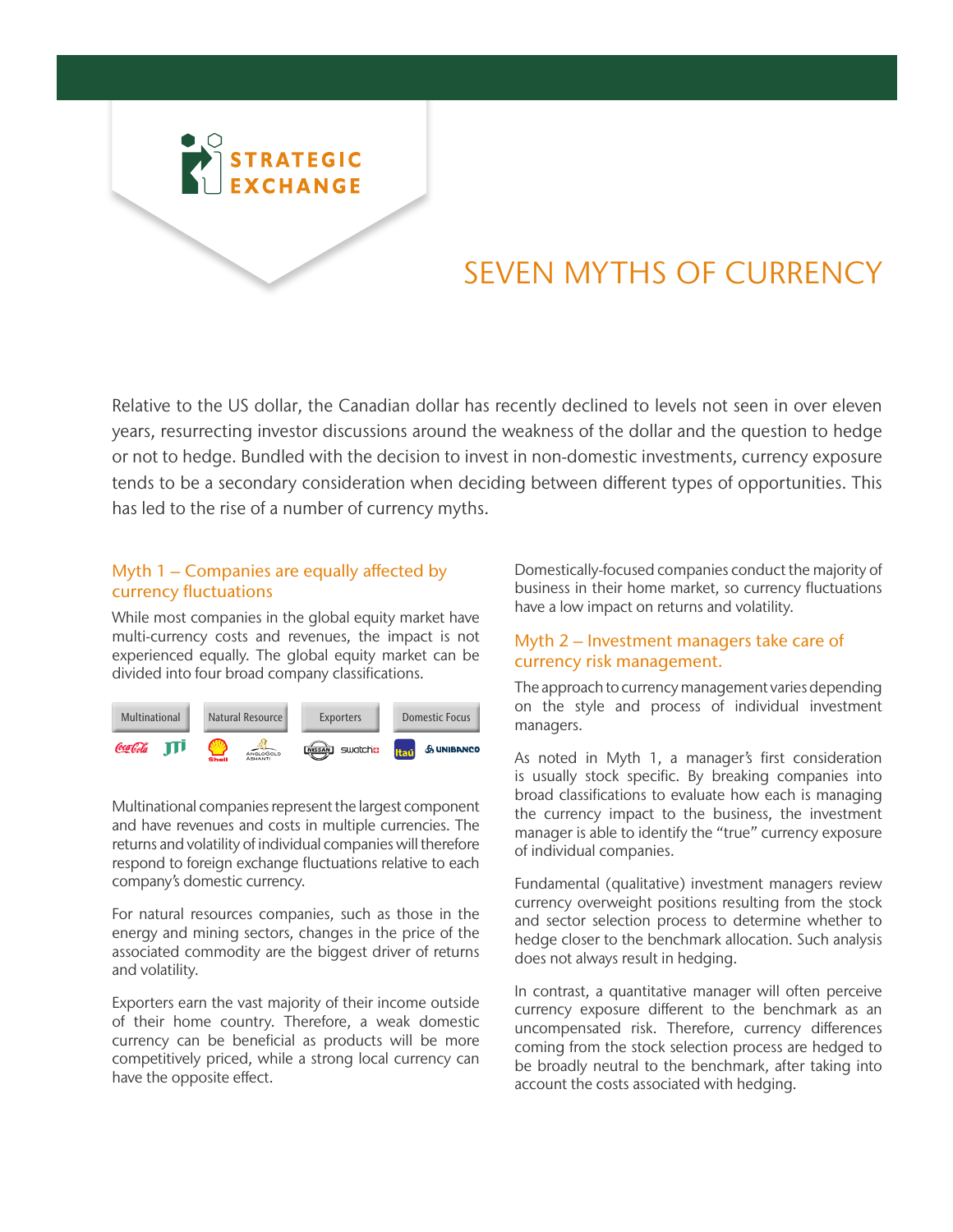STRATEGIC EXCHANGE

# SEVEN MYTHS OF CURRENCY

Relative to the US dollar, the Canadian dollar has recently declined to levels not seen in over eleven years, resurrecting investor discussions around the weakness of the dollar and the question to hedge or not to hedge. Bundled with the decision to invest in non-domestic investments, currency exposure tends to be a secondary consideration when deciding between different types of opportunities. This has led to the rise of a number of currency myths.

## Myth 1 – Companies are equally affected by currency fluctuations

While most companies in the global equity market have multi-currency costs and revenues, the impact is not experienced equally. The global equity market can be divided into four broad company classifications.

| Multinational | Natural Resource | Exporters | Domestic Focus |
|---|---|---|---|
| Coca-Cola, JTI | Shell, AngloGold Ashanti | Nissan, Swatch | Itaú, Unibanco |

Multinational companies represent the largest component and have revenues and costs in multiple currencies. The returns and volatility of individual companies will therefore respond to foreign exchange fluctuations relative to each company's domestic currency.

For natural resources companies, such as those in the energy and mining sectors, changes in the price of the associated commodity are the biggest driver of returns and volatility.

Exporters earn the vast majority of their income outside of their home country. Therefore, a weak domestic currency can be beneficial as products will be more competitively priced, while a strong local currency can have the opposite effect.

Domestically-focused companies conduct the majority of business in their home market, so currency fluctuations have a low impact on returns and volatility.

## Myth 2 – Investment managers take care of currency risk management.

The approach to currency management varies depending on the style and process of individual investment managers.

As noted in Myth 1, a manager's first consideration is usually stock specific. By breaking companies into broad classifications to evaluate how each is managing the currency impact to the business, the investment manager is able to identify the "true" currency exposure of individual companies.

Fundamental (qualitative) investment managers review currency overweight positions resulting from the stock and sector selection process to determine whether to hedge closer to the benchmark allocation. Such analysis does not always result in hedging.

In contrast, a quantitative manager will often perceive currency exposure different to the benchmark as an uncompensated risk. Therefore, currency differences coming from the stock selection process are hedged to be broadly neutral to the benchmark, after taking into account the costs associated with hedging.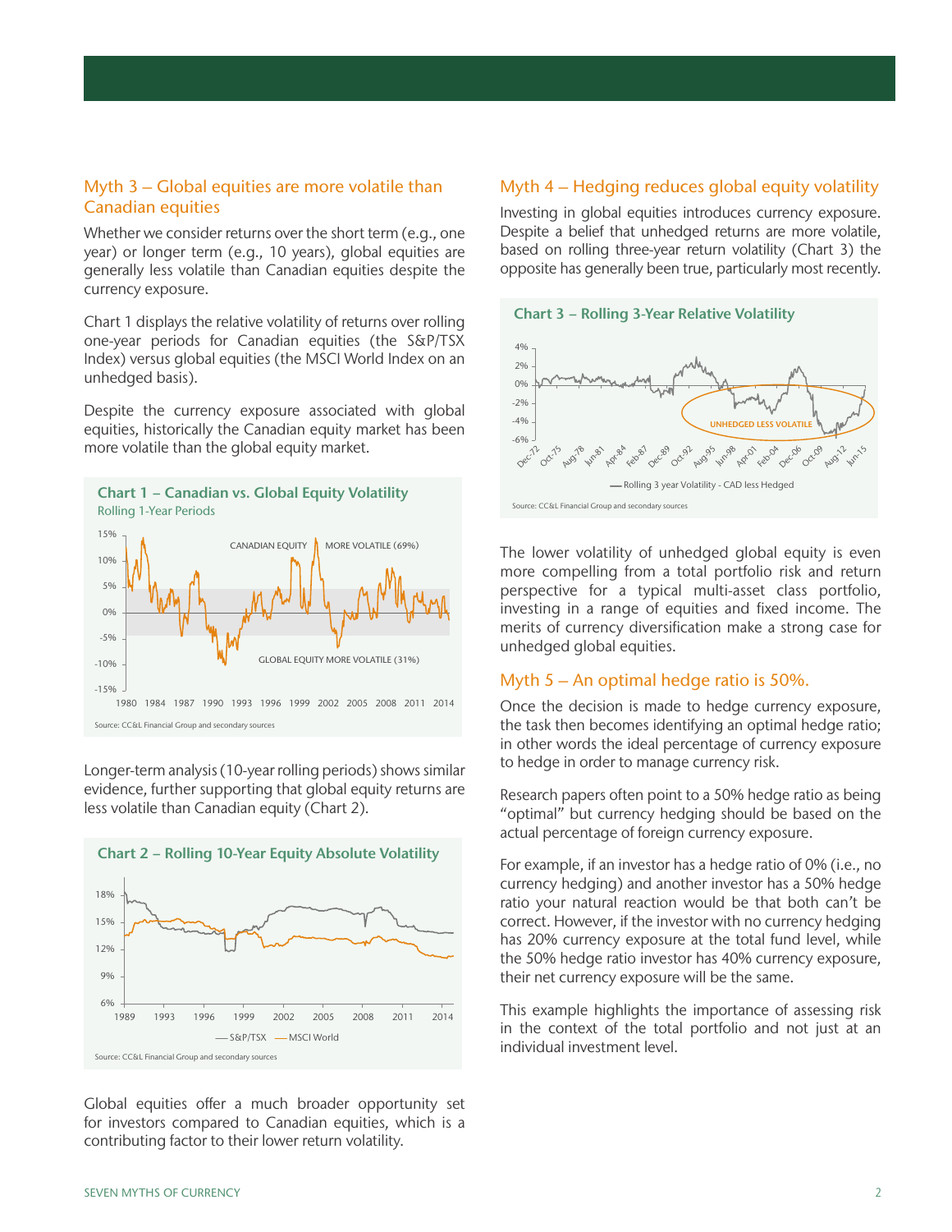## Myth 3 – Global equities are more volatile than Canadian equities

Whether we consider returns over the short term (e.g., one year) or longer term (e.g., 10 years), global equities are generally less volatile than Canadian equities despite the currency exposure.

Chart 1 displays the relative volatility of returns over rolling one-year periods for Canadian equities (the S&P/TSX Index) versus global equities (the MSCI World Index on an unhedged basis).

Despite the currency exposure associated with global equities, historically the Canadian equity market has been more volatile than the global equity market.

**Chart 1 – Canadian vs. Global Equity Volatility**
Rolling 1-Year Periods

CANADIAN EQUITY MORE VOLATILE (69%)
GLOBAL EQUITY MORE VOLATILE (31%)

Source: CC&L Financial Group and secondary sources

Longer-term analysis (10-year rolling periods) shows similar evidence, further supporting that global equity returns are less volatile than Canadian equity (Chart 2).

**Chart 2 – Rolling 10-Year Equity Absolute Volatility**

— S&P/TSX — MSCI World

Source: CC&L Financial Group and secondary sources

Global equities offer a much broader opportunity set for investors compared to Canadian equities, which is a contributing factor to their lower return volatility.

## Myth 4 – Hedging reduces global equity volatility

Investing in global equities introduces currency exposure. Despite a belief that unhedged returns are more volatile, based on rolling three-year return volatility (Chart 3) the opposite has generally been true, particularly most recently.

**Chart 3 – Rolling 3-Year Relative Volatility**

UNHEDGED LESS VOLATILE

— Rolling 3 year Volatility - CAD less Hedged

Source: CC&L Financial Group and secondary sources

The lower volatility of unhedged global equity is even more compelling from a total portfolio risk and return perspective for a typical multi-asset class portfolio, investing in a range of equities and fixed income. The merits of currency diversification make a strong case for unhedged global equities.

## Myth 5 – An optimal hedge ratio is 50%.

Once the decision is made to hedge currency exposure, the task then becomes identifying an optimal hedge ratio; in other words the ideal percentage of currency exposure to hedge in order to manage currency risk.

Research papers often point to a 50% hedge ratio as being "optimal" but currency hedging should be based on the actual percentage of foreign currency exposure.

For example, if an investor has a hedge ratio of 0% (i.e., no currency hedging) and another investor has a 50% hedge ratio your natural reaction would be that both can't be correct. However, if the investor with no currency hedging has 20% currency exposure at the total fund level, while the 50% hedge ratio investor has 40% currency exposure, their net currency exposure will be the same.

This example highlights the importance of assessing risk in the context of the total portfolio and not just at an individual investment level.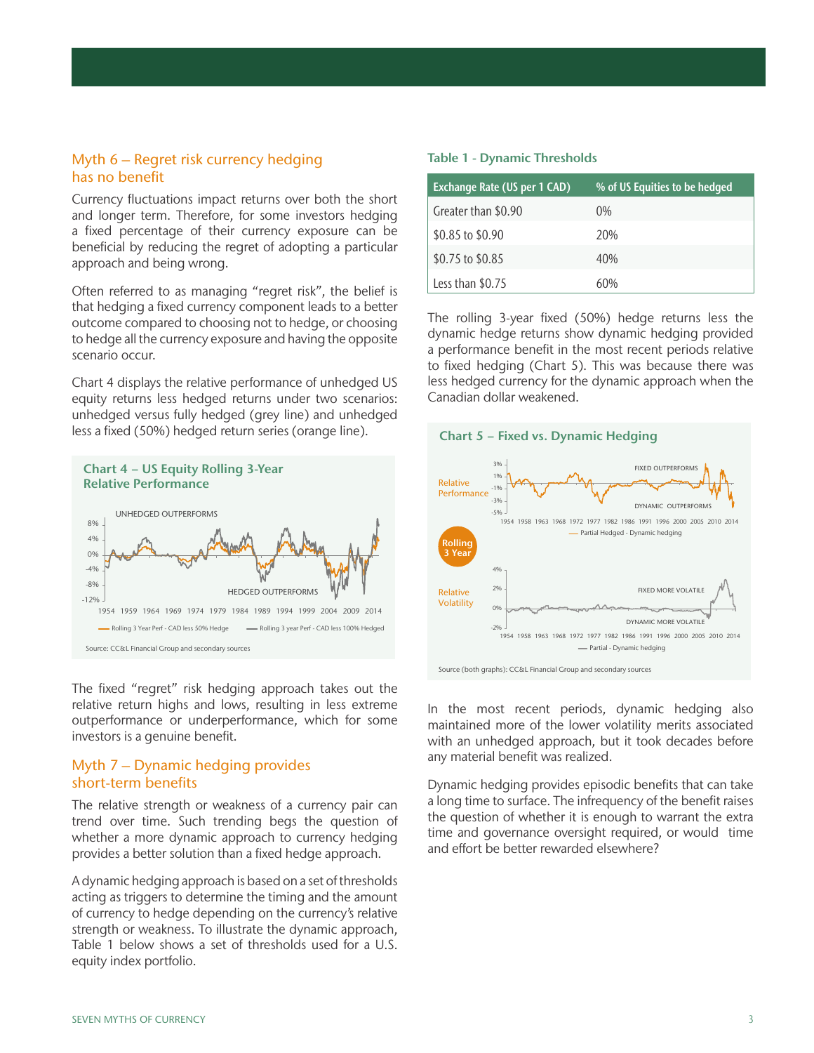## Myth 6 – Regret risk currency hedging has no benefit

Currency fluctuations impact returns over both the short and longer term. Therefore, for some investors hedging a fixed percentage of their currency exposure can be beneficial by reducing the regret of adopting a particular approach and being wrong.

Often referred to as managing "regret risk", the belief is that hedging a fixed currency component leads to a better outcome compared to choosing not to hedge, or choosing to hedge all the currency exposure and having the opposite scenario occur.

Chart 4 displays the relative performance of unhedged US equity returns less hedged returns under two scenarios: unhedged versus fully hedged (grey line) and unhedged less a fixed (50%) hedged return series (orange line).

**Chart 4 – US Equity Rolling 3-Year Relative Performance**

Source: CC&L Financial Group and secondary sources

The fixed "regret" risk hedging approach takes out the relative return highs and lows, resulting in less extreme outperformance or underperformance, which for some investors is a genuine benefit.

## Myth 7 – Dynamic hedging provides short-term benefits

The relative strength or weakness of a currency pair can trend over time. Such trending begs the question of whether a more dynamic approach to currency hedging provides a better solution than a fixed hedge approach.

A dynamic hedging approach is based on a set of thresholds acting as triggers to determine the timing and the amount of currency to hedge depending on the currency's relative strength or weakness. To illustrate the dynamic approach, Table 1 below shows a set of thresholds used for a U.S. equity index portfolio.

**Table 1 - Dynamic Thresholds**

| Exchange Rate (US per 1 CAD) | % of US Equities to be hedged |
|---|---|
| Greater than $0.90 | 0% |
| $0.85 to $0.90 | 20% |
| $0.75 to $0.85 | 40% |
| Less than $0.75 | 60% |

The rolling 3-year fixed (50%) hedge returns less the dynamic hedge returns show dynamic hedging provided a performance benefit in the most recent periods relative to fixed hedging (Chart 5). This was because there was less hedged currency for the dynamic approach when the Canadian dollar weakened.

**Chart 5 – Fixed vs. Dynamic Hedging**

Source (both graphs): CC&L Financial Group and secondary sources

In the most recent periods, dynamic hedging also maintained more of the lower volatility merits associated with an unhedged approach, but it took decades before any material benefit was realized.

Dynamic hedging provides episodic benefits that can take a long time to surface. The infrequency of the benefit raises the question of whether it is enough to warrant the extra time and governance oversight required, or would time and effort be better rewarded elsewhere?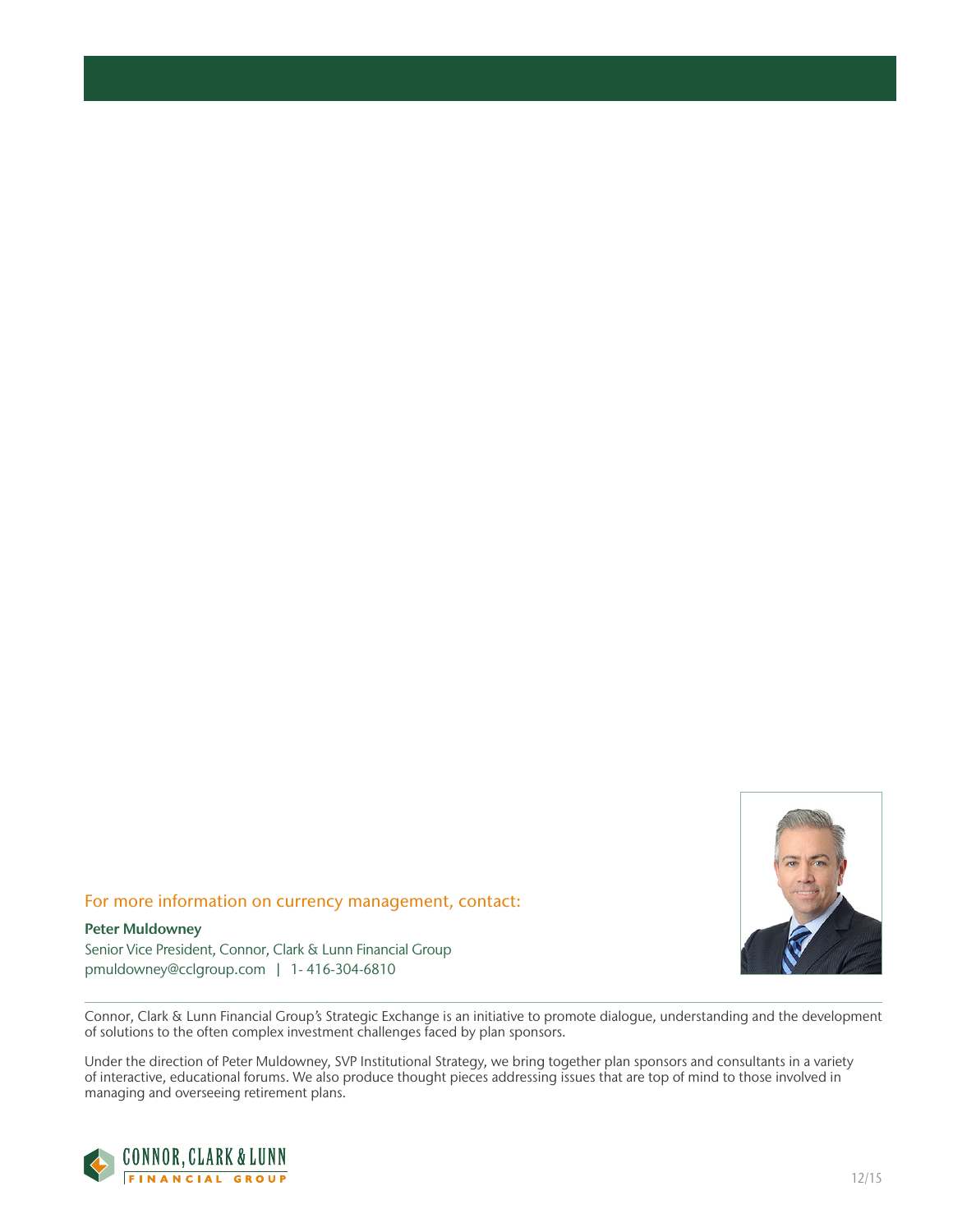For more information on currency management, contact:

**Peter Muldowney**
Senior Vice President, Connor, Clark & Lunn Financial Group
pmuldowney@cclgroup.com | 1- 416-304-6810

---

Connor, Clark & Lunn Financial Group's Strategic Exchange is an initiative to promote dialogue, understanding and the development of solutions to the often complex investment challenges faced by plan sponsors.

Under the direction of Peter Muldowney, SVP Institutional Strategy, we bring together plan sponsors and consultants in a variety of interactive, educational forums. We also produce thought pieces addressing issues that are top of mind to those involved in managing and overseeing retirement plans.

CONNOR, CLARK & LUNN
FINANCIAL GROUP

12/15